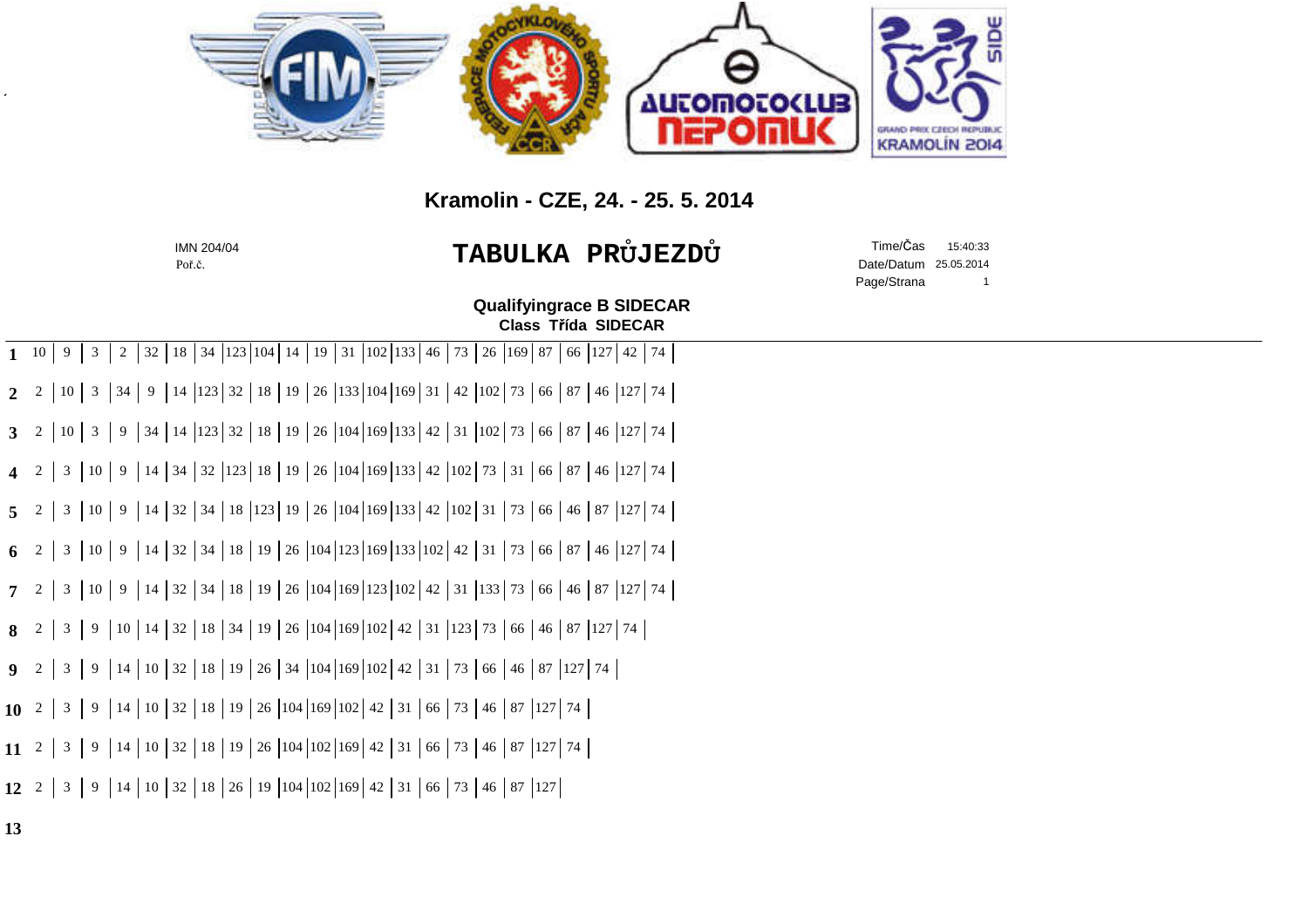## Kramolin - CZE, 24. - 25. 5. 2014

IMN 204/04
Poř.č.

# TABULKA PRŮJEZDŮ

Time/Čas 15:40:33
Date/Datum 25.05.2014
Page/Strana 1

**Qualifyingrace B SIDECAR**
**Class Třída SIDECAR**

| **1** | 10 | 9 | 3 | 2 | 32 | 18 | 34 | 123 | 104 | 14 | 19 | 31 | 102 | 133 | 46 | 73 | 26 | 169 | 87 | 66 | 127 | 42 | 74 |
|---|---|---|---|---|---|---|---|---|---|---|---|---|---|---|---|---|---|---|---|---|---|---|---|
| **2** | 2 | 10 | 3 | 34 | 9 | 14 | 123 | 32 | 18 | 19 | 26 | 133 | 104 | 169 | 31 | 42 | 102 | 73 | 66 | 87 | 46 | 127 | 74 |
| **3** | 2 | 10 | 3 | 9 | 34 | 14 | 123 | 32 | 18 | 19 | 26 | 104 | 169 | 133 | 42 | 31 | 102 | 73 | 66 | 87 | 46 | 127 | 74 |
| **4** | 2 | 3 | 10 | 9 | 14 | 34 | 32 | 123 | 18 | 19 | 26 | 104 | 169 | 133 | 42 | 102 | 73 | 31 | 66 | 87 | 46 | 127 | 74 |
| **5** | 2 | 3 | 10 | 9 | 14 | 32 | 34 | 18 | 123 | 19 | 26 | 104 | 169 | 133 | 42 | 102 | 31 | 73 | 66 | 46 | 87 | 127 | 74 |
| **6** | 2 | 3 | 10 | 9 | 14 | 32 | 34 | 18 | 19 | 26 | 104 | 123 | 169 | 133 | 102 | 42 | 31 | 73 | 66 | 87 | 46 | 127 | 74 |
| **7** | 2 | 3 | 10 | 9 | 14 | 32 | 34 | 18 | 19 | 26 | 104 | 169 | 123 | 102 | 42 | 31 | 133 | 73 | 66 | 46 | 87 | 127 | 74 |
| **8** | 2 | 3 | 9 | 10 | 14 | 32 | 18 | 34 | 19 | 26 | 104 | 169 | 102 | 42 | 31 | 123 | 73 | 66 | 46 | 87 | 127 | 74 | |
| **9** | 2 | 3 | 9 | 14 | 10 | 32 | 18 | 19 | 26 | 34 | 104 | 169 | 102 | 42 | 31 | 73 | 66 | 46 | 87 | 127 | 74 | | |
| **10** | 2 | 3 | 9 | 14 | 10 | 32 | 18 | 19 | 26 | 104 | 169 | 102 | 42 | 31 | 66 | 73 | 46 | 87 | 127 | 74 | | | |
| **11** | 2 | 3 | 9 | 14 | 10 | 32 | 18 | 19 | 26 | 104 | 102 | 169 | 42 | 31 | 66 | 73 | 46 | 87 | 127 | 74 | | | |
| **12** | 2 | 3 | 9 | 14 | 10 | 32 | 18 | 26 | 19 | 104 | 102 | 169 | 42 | 31 | 66 | 73 | 46 | 87 | 127 | | | | |
| **13** | | | | | | | | | | | | | | | | | | | | | | | |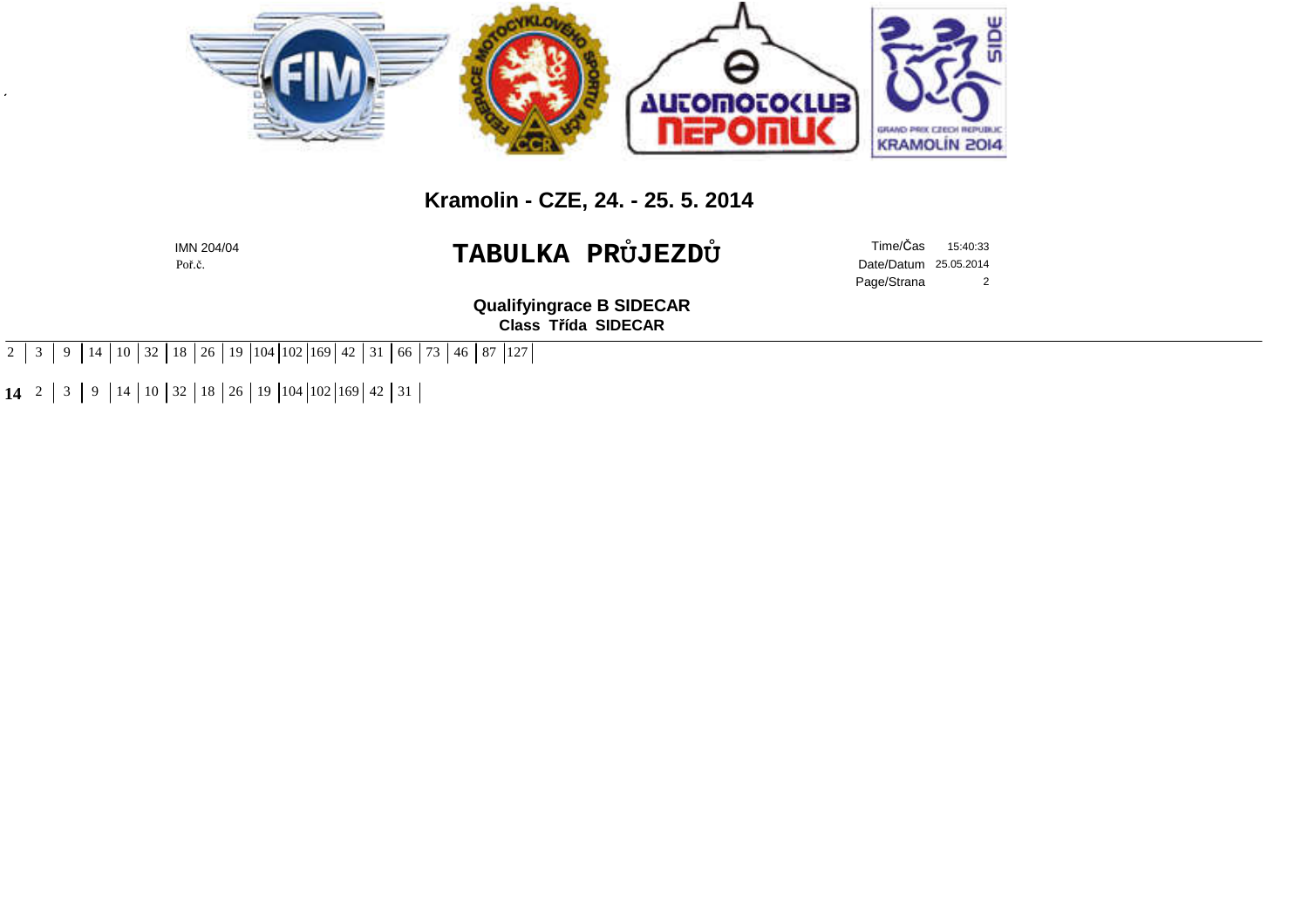Kramolin - CZE, 24. - 25. 5. 2014

IMN 204/04
Poř.č.

# TABULKA PRŮJEZDŮ

Time/Čas 15:40:33
Date/Datum 25.05.2014
Page/Strana 2

**Qualifyingrace B SIDECAR**
**Class Třída SIDECAR**

| | | | | | | | | | | | | | | | | | | | |
|---|---|---|---|---|---|---|---|---|---|---|---|---|---|---|---|---|---|---|---|
| | 2 | 3 | 9 | 14 | 10 | 32 | 18 | 26 | 19 | 104 | 102 | 169 | 42 | 31 | 66 | 73 | 46 | 87 | 127 |
| **14** | 2 | 3 | 9 | 14 | 10 | 32 | 18 | 26 | 19 | 104 | 102 | 169 | 42 | 31 | | | | | |